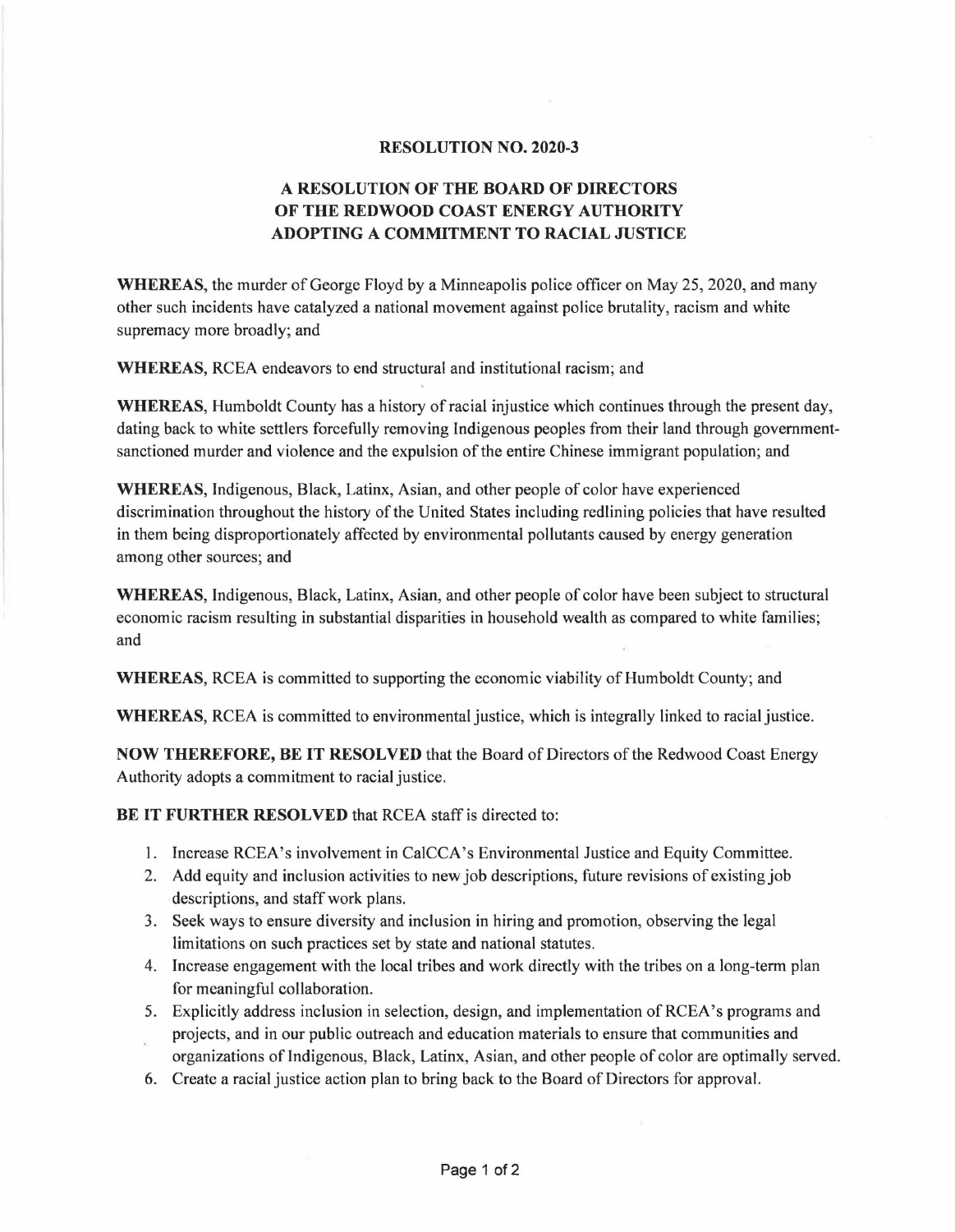# RESOLUTION NO. 2020-3

## A RESOLUTION OF THE BOARD OF DIRECTORS OF THE REDWOOD COAST ENERGY AUTHORITY ADOPTING A COMMITMENT TO RACIAL JUSTICE

**WHEREAS,** the murder of George Floyd by a Minneapolis police officer on May 25, 2020, and many other such incidents have catalyzed a national movement against police brutality, racism and white supremacy more broadly; and

**WHEREAS,** RCEA endeavors to end structural and institutional racism; and

**WHEREAS,** Humboldt County has a history of racial injustice which continues through the present day, dating back to white settlers forcefully removing Indigenous peoples from their land through government-sanctioned murder and violence and the expulsion of the entire Chinese immigrant population; and

**WHEREAS,** Indigenous, Black, Latinx, Asian, and other people of color have experienced discrimination throughout the history of the United States including redlining policies that have resulted in them being disproportionately affected by environmental pollutants caused by energy generation among other sources; and

**WHEREAS,** Indigenous, Black, Latinx, Asian, and other people of color have been subject to structural economic racism resulting in substantial disparities in household wealth as compared to white families; and

**WHEREAS,** RCEA is committed to supporting the economic viability of Humboldt County; and

**WHEREAS,** RCEA is committed to environmental justice, which is integrally linked to racial justice.

**NOW THEREFORE, BE IT RESOLVED** that the Board of Directors of the Redwood Coast Energy Authority adopts a commitment to racial justice.

**BE IT FURTHER RESOLVED** that RCEA staff is directed to:

1. Increase RCEA's involvement in CalCCA's Environmental Justice and Equity Committee.
2. Add equity and inclusion activities to new job descriptions, future revisions of existing job descriptions, and staff work plans.
3. Seek ways to ensure diversity and inclusion in hiring and promotion, observing the legal limitations on such practices set by state and national statutes.
4. Increase engagement with the local tribes and work directly with the tribes on a long-term plan for meaningful collaboration.
5. Explicitly address inclusion in selection, design, and implementation of RCEA's programs and projects, and in our public outreach and education materials to ensure that communities and organizations of Indigenous, Black, Latinx, Asian, and other people of color are optimally served.
6. Create a racial justice action plan to bring back to the Board of Directors for approval.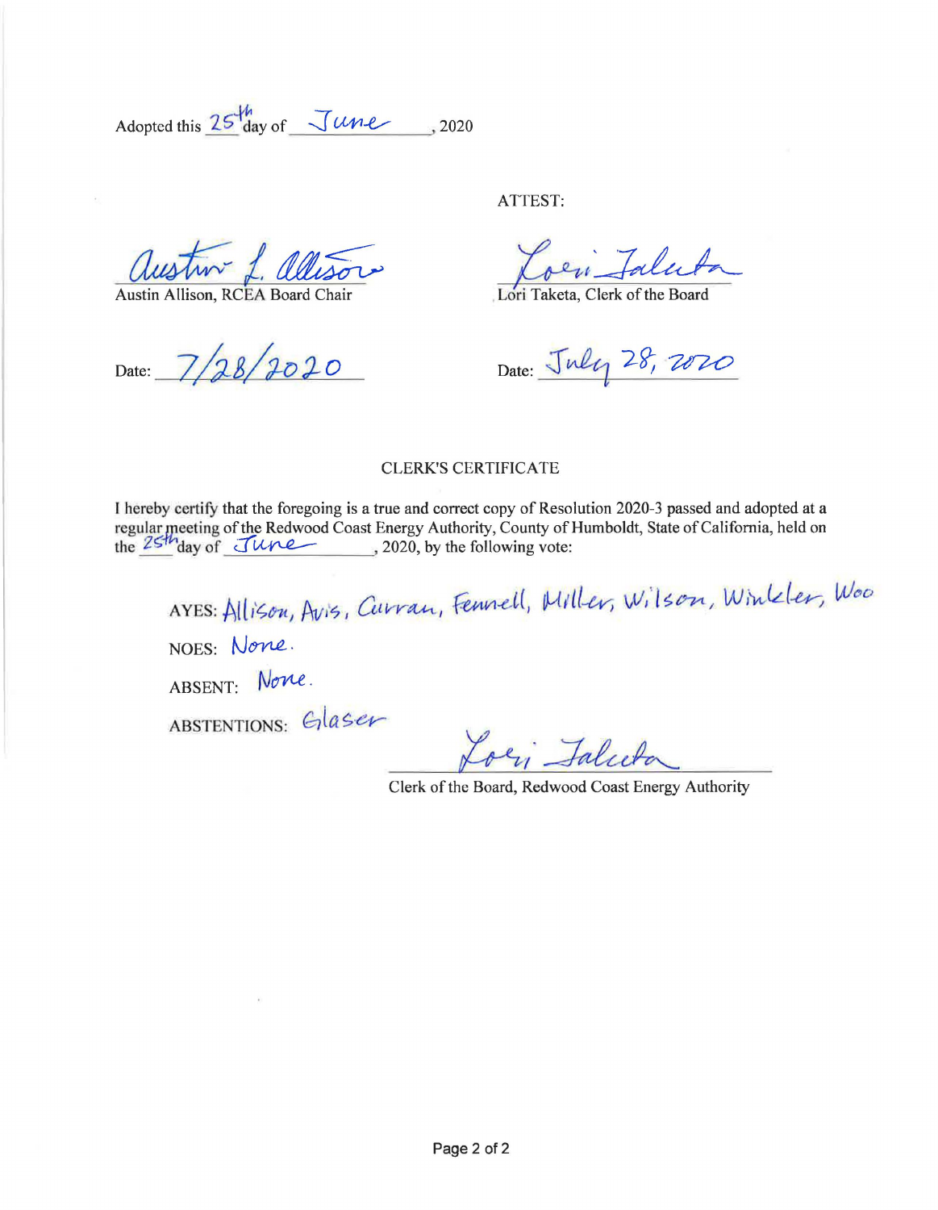Adopted this 25th day of June, 2020

ATTEST:

*Austin L. Allison*
Austin Allison, RCEA Board Chair

Date: 7/28/2020

*Lori Taketa*
Lori Taketa, Clerk of the Board

Date: July 28, 2020

CLERK'S CERTIFICATE

I hereby certify that the foregoing is a true and correct copy of Resolution 2020-3 passed and adopted at a regular meeting of the Redwood Coast Energy Authority, County of Humboldt, State of California, held on the 25th day of June, 2020, by the following vote:

AYES: Allison, Avis, Curran, Fennell, Miller, Wilson, Winkler, Woo

NOES: None.

ABSENT: None.

ABSTENTIONS: Glaser

*Lori Taketa*
Clerk of the Board, Redwood Coast Energy Authority